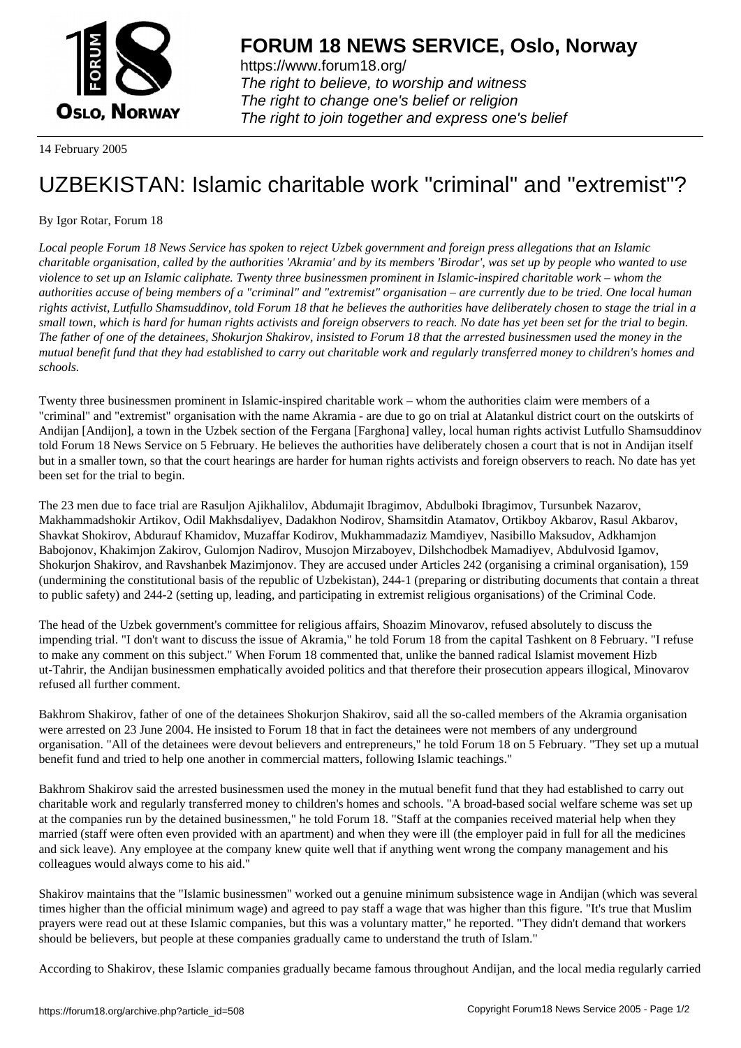14 February 2005

# UZBEKISTAN: Islamic charitable work "criminal" and "extremist"?

By Igor Rotar, Forum 18

*Local people Forum 18 News Service has spoken to reject Uzbek government and foreign press allegations that an Islamic charitable organisation, called by the authorities 'Akramia' and by its members 'Birodar', was set up by people who wanted to use violence to set up an Islamic caliphate. Twenty three businessmen prominent in Islamic-inspired charitable work – whom the authorities accuse of being members of a "criminal" and "extremist" organisation – are currently due to be tried. One local human rights activist, Lutfullo Shamsuddinov, told Forum 18 that he believes the authorities have deliberately chosen to stage the trial in a small town, which is hard for human rights activists and foreign observers to reach. No date has yet been set for the trial to begin. The father of one of the detainees, Shokurjon Shakirov, insisted to Forum 18 that the arrested businessmen used the money in the mutual benefit fund that they had established to carry out charitable work and regularly transferred money to children's homes and schools.*

Twenty three businessmen prominent in Islamic-inspired charitable work – whom the authorities claim were members of a "criminal" and "extremist" organisation with the name Akramia - are due to go on trial at Alatankul district court on the outskirts of Andijan [Andijon], a town in the Uzbek section of the Fergana [Farghona] valley, local human rights activist Lutfullo Shamsuddinov told Forum 18 News Service on 5 February. He believes the authorities have deliberately chosen a court that is not in Andijan itself but in a smaller town, so that the court hearings are harder for human rights activists and foreign observers to reach. No date has yet been set for the trial to begin.

The 23 men due to face trial are Rasuljon Ajikhalilov, Abdumajit Ibragimov, Abdulboki Ibragimov, Tursunbek Nazarov, Makhammadshokir Artikov, Odil Makhsdaliyev, Dadakhon Nodirov, Shamsitdin Atamatov, Ortikboy Akbarov, Rasul Akbarov, Shavkat Shokirov, Abdurauf Khamidov, Muzaffar Kodirov, Mukhammadaziz Mamdiyev, Nasibillo Maksudov, Adkhamjon Babojonov, Khakimjon Zakirov, Gulomjon Nadirov, Musojon Mirzaboyev, Dilshchodbek Mamadiyev, Abdulvosid Igamov, Shokurjon Shakirov, and Ravshanbek Mazimjonov. They are accused under Articles 242 (organising a criminal organisation), 159 (undermining the constitutional basis of the republic of Uzbekistan), 244-1 (preparing or distributing documents that contain a threat to public safety) and 244-2 (setting up, leading, and participating in extremist religious organisations) of the Criminal Code.

The head of the Uzbek government's committee for religious affairs, Shoazim Minovarov, refused absolutely to discuss the impending trial. "I don't want to discuss the issue of Akramia," he told Forum 18 from the capital Tashkent on 8 February. "I refuse to make any comment on this subject." When Forum 18 commented that, unlike the banned radical Islamist movement Hizb ut-Tahrir, the Andijan businessmen emphatically avoided politics and that therefore their prosecution appears illogical, Minovarov refused all further comment.

Bakhrom Shakirov, father of one of the detainees Shokurjon Shakirov, said all the so-called members of the Akramia organisation were arrested on 23 June 2004. He insisted to Forum 18 that in fact the detainees were not members of any underground organisation. "All of the detainees were devout believers and entrepreneurs," he told Forum 18 on 5 February. "They set up a mutual benefit fund and tried to help one another in commercial matters, following Islamic teachings."

Bakhrom Shakirov said the arrested businessmen used the money in the mutual benefit fund that they had established to carry out charitable work and regularly transferred money to children's homes and schools. "A broad-based social welfare scheme was set up at the companies run by the detained businessmen," he told Forum 18. "Staff at the companies received material help when they married (staff were often even provided with an apartment) and when they were ill (the employer paid in full for all the medicines and sick leave). Any employee at the company knew quite well that if anything went wrong the company management and his colleagues would always come to his aid."

Shakirov maintains that the "Islamic businessmen" worked out a genuine minimum subsistence wage in Andijan (which was several times higher than the official minimum wage) and agreed to pay staff a wage that was higher than this figure. "It's true that Muslim prayers were read out at these Islamic companies, but this was a voluntary matter," he reported. "They didn't demand that workers should be believers, but people at these companies gradually came to understand the truth of Islam."

According to Shakirov, these Islamic companies gradually became famous throughout Andijan, and the local media regularly carried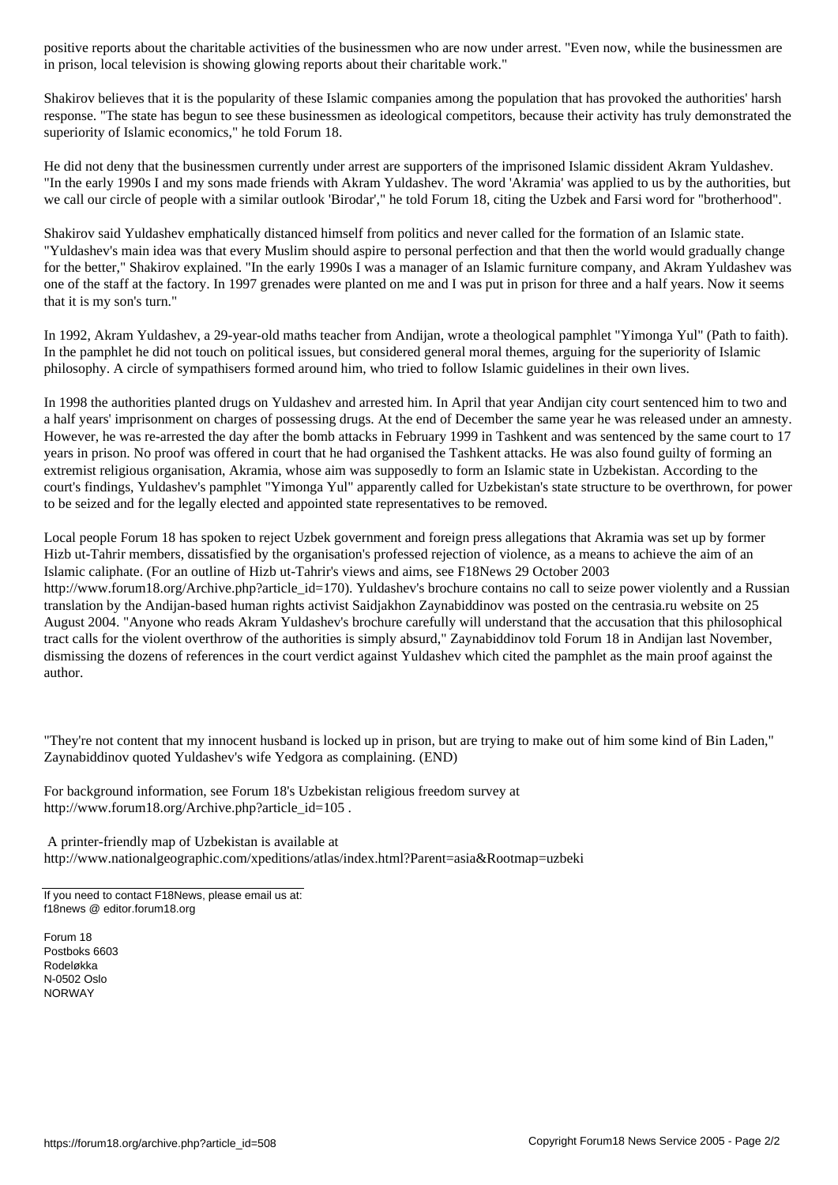positive reports about the charitable activities of the businessmen who are now under arrest. "Even now, while the businessmen are in prison, local television is showing glowing reports about their charitable work."

Shakirov believes that it is the popularity of these Islamic companies among the population that has provoked the authorities' harsh response. "The state has begun to see these businessmen as ideological competitors, because their activity has truly demonstrated the superiority of Islamic economics," he told Forum 18.

He did not deny that the businessmen currently under arrest are supporters of the imprisoned Islamic dissident Akram Yuldashev. "In the early 1990s I and my sons made friends with Akram Yuldashev. The word 'Akramia' was applied to us by the authorities, but we call our circle of people with a similar outlook 'Birodar'," he told Forum 18, citing the Uzbek and Farsi word for "brotherhood".

Shakirov said Yuldashev emphatically distanced himself from politics and never called for the formation of an Islamic state. "Yuldashev's main idea was that every Muslim should aspire to personal perfection and that then the world would gradually change for the better," Shakirov explained. "In the early 1990s I was a manager of an Islamic furniture company, and Akram Yuldashev was one of the staff at the factory. In 1997 grenades were planted on me and I was put in prison for three and a half years. Now it seems that it is my son's turn."

In 1992, Akram Yuldashev, a 29-year-old maths teacher from Andijan, wrote a theological pamphlet "Yimonga Yul" (Path to faith). In the pamphlet he did not touch on political issues, but considered general moral themes, arguing for the superiority of Islamic philosophy. A circle of sympathisers formed around him, who tried to follow Islamic guidelines in their own lives.

In 1998 the authorities planted drugs on Yuldashev and arrested him. In April that year Andijan city court sentenced him to two and a half years' imprisonment on charges of possessing drugs. At the end of December the same year he was released under an amnesty. However, he was re-arrested the day after the bomb attacks in February 1999 in Tashkent and was sentenced by the same court to 17 years in prison. No proof was offered in court that he had organised the Tashkent attacks. He was also found guilty of forming an extremist religious organisation, Akramia, whose aim was supposedly to form an Islamic state in Uzbekistan. According to the court's findings, Yuldashev's pamphlet "Yimonga Yul" apparently called for Uzbekistan's state structure to be overthrown, for power to be seized and for the legally elected and appointed state representatives to be removed.

Local people Forum 18 has spoken to reject Uzbek government and foreign press allegations that Akramia was set up by former Hizb ut-Tahrir members, dissatisfied by the organisation's professed rejection of violence, as a means to achieve the aim of an Islamic caliphate. (For an outline of Hizb ut-Tahrir's views and aims, see F18News 29 October 2003 http://www.forum18.org/Archive.php?article_id=170). Yuldashev's brochure contains no call to seize power violently and a Russian translation by the Andijan-based human rights activist Saidjakhon Zaynabiddinov was posted on the centrasia.ru website on 25 August 2004. "Anyone who reads Akram Yuldashev's brochure carefully will understand that the accusation that this philosophical tract calls for the violent overthrow of the authorities is simply absurd," Zaynabiddinov told Forum 18 in Andijan last November, dismissing the dozens of references in the court verdict against Yuldashev which cited the pamphlet as the main proof against the author.

"They're not content that my innocent husband is locked up in prison, but are trying to make out of him some kind of Bin Laden," Zaynabiddinov quoted Yuldashev's wife Yedgora as complaining. (END)

For background information, see Forum 18's Uzbekistan religious freedom survey at http://www.forum18.org/Archive.php?article_id=105 .

A printer-friendly map of Uzbekistan is available at http://www.nationalgeographic.com/xpeditions/atlas/index.html?Parent=asia&Rootmap=uzbeki

---

If you need to contact F18News, please email us at:
f18news @ editor.forum18.org

Forum 18
Postboks 6603
Rodeløkka
N-0502 Oslo
NORWAY